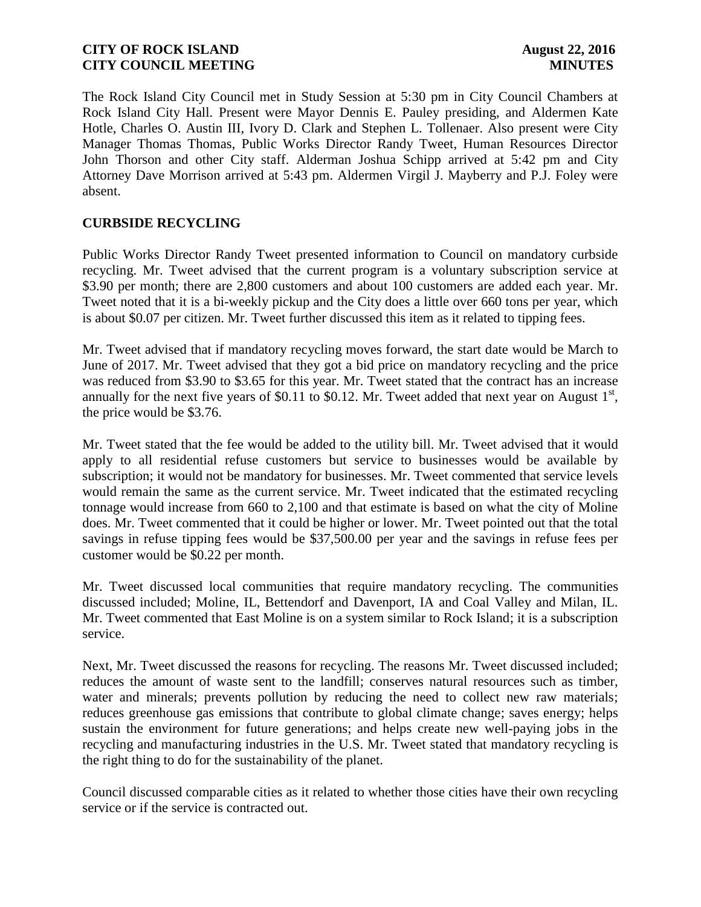The Rock Island City Council met in Study Session at 5:30 pm in City Council Chambers at Rock Island City Hall. Present were Mayor Dennis E. Pauley presiding, and Aldermen Kate Hotle, Charles O. Austin III, Ivory D. Clark and Stephen L. Tollenaer. Also present were City Manager Thomas Thomas, Public Works Director Randy Tweet, Human Resources Director John Thorson and other City staff. Alderman Joshua Schipp arrived at 5:42 pm and City Attorney Dave Morrison arrived at 5:43 pm. Aldermen Virgil J. Mayberry and P.J. Foley were absent.

**CURBSIDE RECYCLING**

Public Works Director Randy Tweet presented information to Council on mandatory curbside recycling. Mr. Tweet advised that the current program is a voluntary subscription service at $3.90 per month; there are 2,800 customers and about 100 customers are added each year. Mr. Tweet noted that it is a bi-weekly pickup and the City does a little over 660 tons per year, which is about $0.07 per citizen. Mr. Tweet further discussed this item as it related to tipping fees.

Mr. Tweet advised that if mandatory recycling moves forward, the start date would be March to June of 2017. Mr. Tweet advised that they got a bid price on mandatory recycling and the price was reduced from $3.90 to $3.65 for this year. Mr. Tweet stated that the contract has an increase annually for the next five years of $0.11 to $0.12. Mr. Tweet added that next year on August 1st, the price would be $3.76.

Mr. Tweet stated that the fee would be added to the utility bill. Mr. Tweet advised that it would apply to all residential refuse customers but service to businesses would be available by subscription; it would not be mandatory for businesses. Mr. Tweet commented that service levels would remain the same as the current service. Mr. Tweet indicated that the estimated recycling tonnage would increase from 660 to 2,100 and that estimate is based on what the city of Moline does. Mr. Tweet commented that it could be higher or lower. Mr. Tweet pointed out that the total savings in refuse tipping fees would be $37,500.00 per year and the savings in refuse fees per customer would be $0.22 per month.

Mr. Tweet discussed local communities that require mandatory recycling. The communities discussed included; Moline, IL, Bettendorf and Davenport, IA and Coal Valley and Milan, IL. Mr. Tweet commented that East Moline is on a system similar to Rock Island; it is a subscription service.

Next, Mr. Tweet discussed the reasons for recycling. The reasons Mr. Tweet discussed included; reduces the amount of waste sent to the landfill; conserves natural resources such as timber, water and minerals; prevents pollution by reducing the need to collect new raw materials; reduces greenhouse gas emissions that contribute to global climate change; saves energy; helps sustain the environment for future generations; and helps create new well-paying jobs in the recycling and manufacturing industries in the U.S. Mr. Tweet stated that mandatory recycling is the right thing to do for the sustainability of the planet.

Council discussed comparable cities as it related to whether those cities have their own recycling service or if the service is contracted out.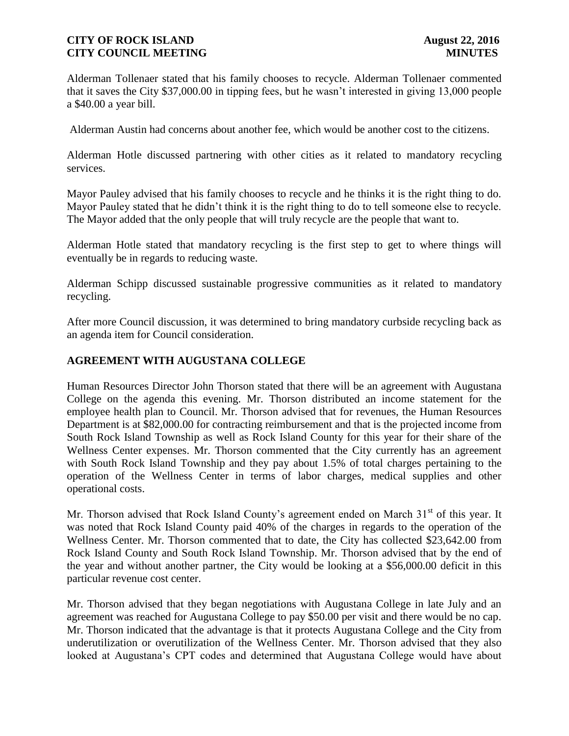Alderman Tollenaer stated that his family chooses to recycle. Alderman Tollenaer commented that it saves the City $37,000.00 in tipping fees, but he wasn't interested in giving 13,000 people a $40.00 a year bill.

Alderman Austin had concerns about another fee, which would be another cost to the citizens.

Alderman Hotle discussed partnering with other cities as it related to mandatory recycling services.

Mayor Pauley advised that his family chooses to recycle and he thinks it is the right thing to do. Mayor Pauley stated that he didn't think it is the right thing to do to tell someone else to recycle. The Mayor added that the only people that will truly recycle are the people that want to.

Alderman Hotle stated that mandatory recycling is the first step to get to where things will eventually be in regards to reducing waste.

Alderman Schipp discussed sustainable progressive communities as it related to mandatory recycling.

After more Council discussion, it was determined to bring mandatory curbside recycling back as an agenda item for Council consideration.

## AGREEMENT WITH AUGUSTANA COLLEGE

Human Resources Director John Thorson stated that there will be an agreement with Augustana College on the agenda this evening. Mr. Thorson distributed an income statement for the employee health plan to Council. Mr. Thorson advised that for revenues, the Human Resources Department is at $82,000.00 for contracting reimbursement and that is the projected income from South Rock Island Township as well as Rock Island County for this year for their share of the Wellness Center expenses. Mr. Thorson commented that the City currently has an agreement with South Rock Island Township and they pay about 1.5% of total charges pertaining to the operation of the Wellness Center in terms of labor charges, medical supplies and other operational costs.

Mr. Thorson advised that Rock Island County's agreement ended on March 31st of this year. It was noted that Rock Island County paid 40% of the charges in regards to the operation of the Wellness Center. Mr. Thorson commented that to date, the City has collected $23,642.00 from Rock Island County and South Rock Island Township. Mr. Thorson advised that by the end of the year and without another partner, the City would be looking at a $56,000.00 deficit in this particular revenue cost center.

Mr. Thorson advised that they began negotiations with Augustana College in late July and an agreement was reached for Augustana College to pay $50.00 per visit and there would be no cap. Mr. Thorson indicated that the advantage is that it protects Augustana College and the City from underutilization or overutilization of the Wellness Center. Mr. Thorson advised that they also looked at Augustana's CPT codes and determined that Augustana College would have about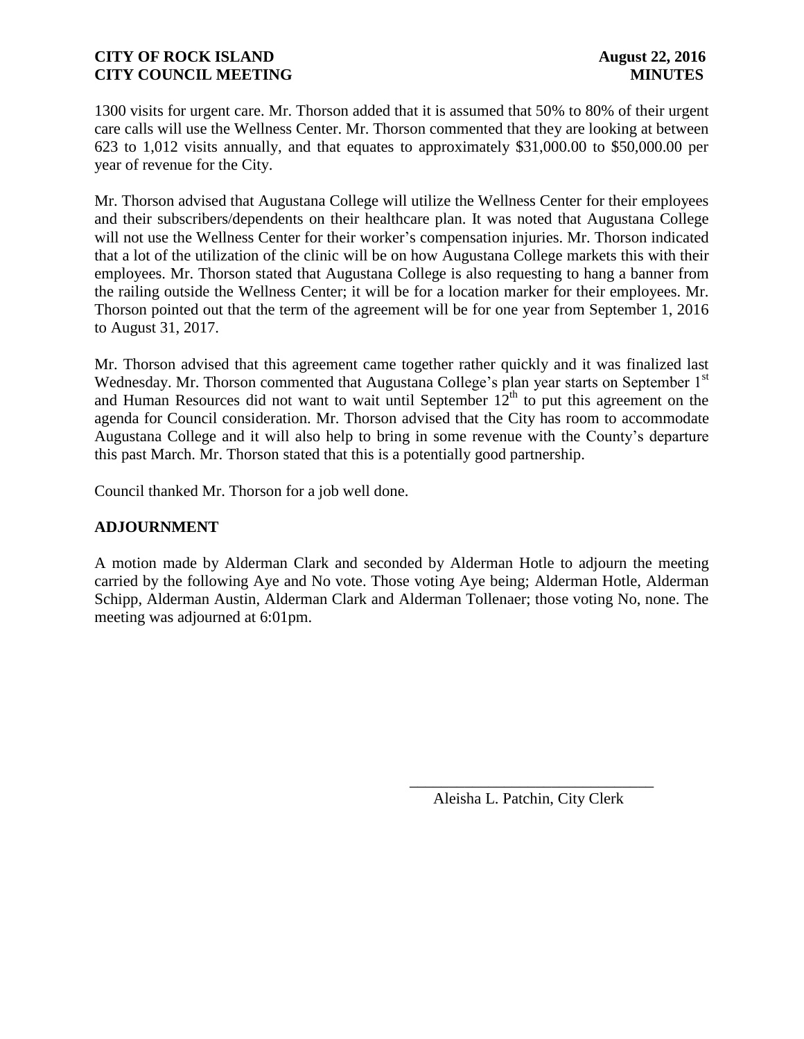1300 visits for urgent care. Mr. Thorson added that it is assumed that 50% to 80% of their urgent care calls will use the Wellness Center. Mr. Thorson commented that they are looking at between 623 to 1,012 visits annually, and that equates to approximately $31,000.00 to $50,000.00 per year of revenue for the City.

Mr. Thorson advised that Augustana College will utilize the Wellness Center for their employees and their subscribers/dependents on their healthcare plan. It was noted that Augustana College will not use the Wellness Center for their worker's compensation injuries. Mr. Thorson indicated that a lot of the utilization of the clinic will be on how Augustana College markets this with their employees. Mr. Thorson stated that Augustana College is also requesting to hang a banner from the railing outside the Wellness Center; it will be for a location marker for their employees. Mr. Thorson pointed out that the term of the agreement will be for one year from September 1, 2016 to August 31, 2017.

Mr. Thorson advised that this agreement came together rather quickly and it was finalized last Wednesday. Mr. Thorson commented that Augustana College's plan year starts on September 1st and Human Resources did not want to wait until September 12th to put this agreement on the agenda for Council consideration. Mr. Thorson advised that the City has room to accommodate Augustana College and it will also help to bring in some revenue with the County's departure this past March. Mr. Thorson stated that this is a potentially good partnership.

Council thanked Mr. Thorson for a job well done.

## ADJOURNMENT

A motion made by Alderman Clark and seconded by Alderman Hotle to adjourn the meeting carried by the following Aye and No vote. Those voting Aye being; Alderman Hotle, Alderman Schipp, Alderman Austin, Alderman Clark and Alderman Tollenaer; those voting No, none. The meeting was adjourned at 6:01pm.

\_\_\_\_\_\_\_\_\_\_\_\_\_\_\_\_\_\_\_\_\_\_\_\_\_\_\_\_\_\_\_\_

Aleisha L. Patchin, City Clerk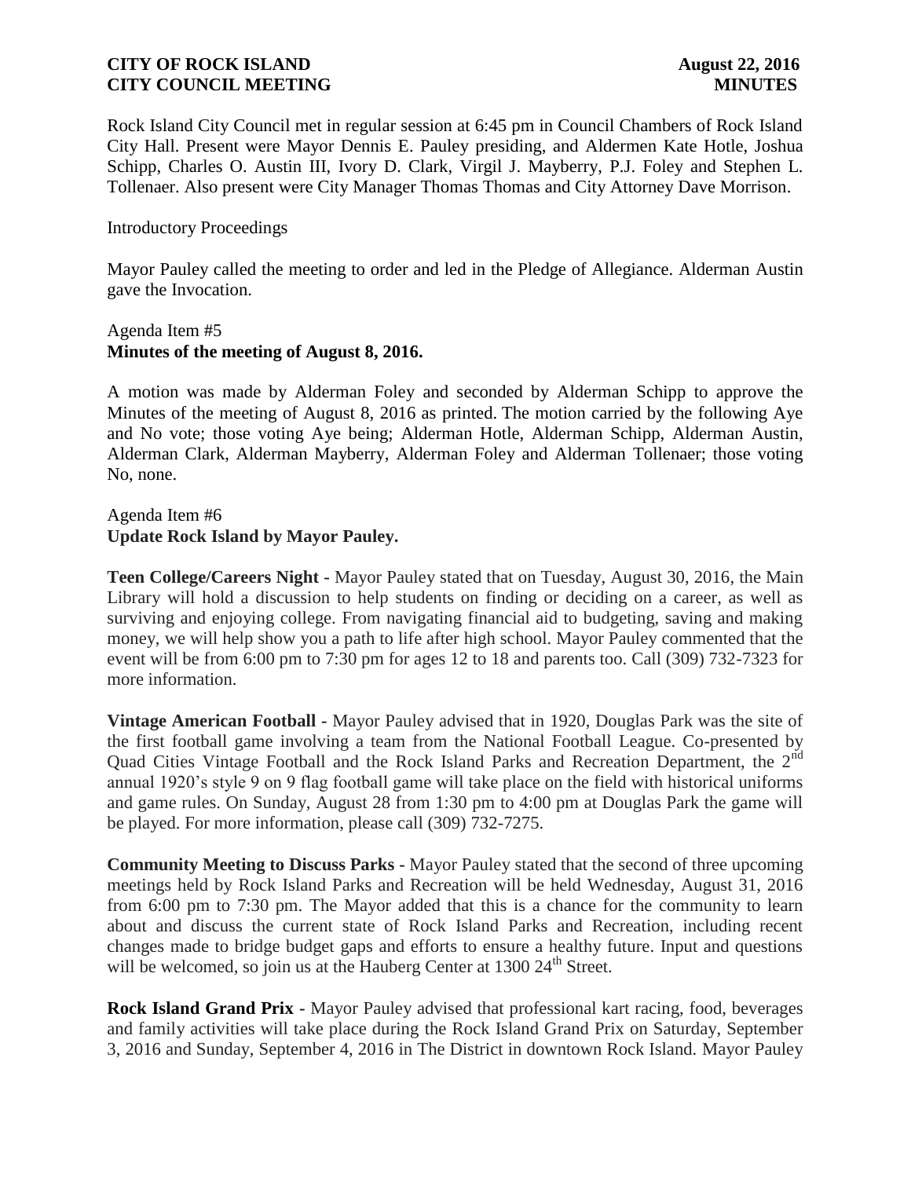Rock Island City Council met in regular session at 6:45 pm in Council Chambers of Rock Island City Hall. Present were Mayor Dennis E. Pauley presiding, and Aldermen Kate Hotle, Joshua Schipp, Charles O. Austin III, Ivory D. Clark, Virgil J. Mayberry, P.J. Foley and Stephen L. Tollenaer. Also present were City Manager Thomas Thomas and City Attorney Dave Morrison.

Introductory Proceedings

Mayor Pauley called the meeting to order and led in the Pledge of Allegiance. Alderman Austin gave the Invocation.

Agenda Item #5
**Minutes of the meeting of August 8, 2016.**

A motion was made by Alderman Foley and seconded by Alderman Schipp to approve the Minutes of the meeting of August 8, 2016 as printed. The motion carried by the following Aye and No vote; those voting Aye being; Alderman Hotle, Alderman Schipp, Alderman Austin, Alderman Clark, Alderman Mayberry, Alderman Foley and Alderman Tollenaer; those voting No, none.

Agenda Item #6
**Update Rock Island by Mayor Pauley.**

**Teen College/Careers Night -** Mayor Pauley stated that on Tuesday, August 30, 2016, the Main Library will hold a discussion to help students on finding or deciding on a career, as well as surviving and enjoying college. From navigating financial aid to budgeting, saving and making money, we will help show you a path to life after high school. Mayor Pauley commented that the event will be from 6:00 pm to 7:30 pm for ages 12 to 18 and parents too. Call (309) 732-7323 for more information.

**Vintage American Football -** Mayor Pauley advised that in 1920, Douglas Park was the site of the first football game involving a team from the National Football League. Co-presented by Quad Cities Vintage Football and the Rock Island Parks and Recreation Department, the 2nd annual 1920's style 9 on 9 flag football game will take place on the field with historical uniforms and game rules. On Sunday, August 28 from 1:30 pm to 4:00 pm at Douglas Park the game will be played. For more information, please call (309) 732-7275.

**Community Meeting to Discuss Parks -** Mayor Pauley stated that the second of three upcoming meetings held by Rock Island Parks and Recreation will be held Wednesday, August 31, 2016 from 6:00 pm to 7:30 pm. The Mayor added that this is a chance for the community to learn about and discuss the current state of Rock Island Parks and Recreation, including recent changes made to bridge budget gaps and efforts to ensure a healthy future. Input and questions will be welcomed, so join us at the Hauberg Center at 1300 24th Street.

**Rock Island Grand Prix -** Mayor Pauley advised that professional kart racing, food, beverages and family activities will take place during the Rock Island Grand Prix on Saturday, September 3, 2016 and Sunday, September 4, 2016 in The District in downtown Rock Island. Mayor Pauley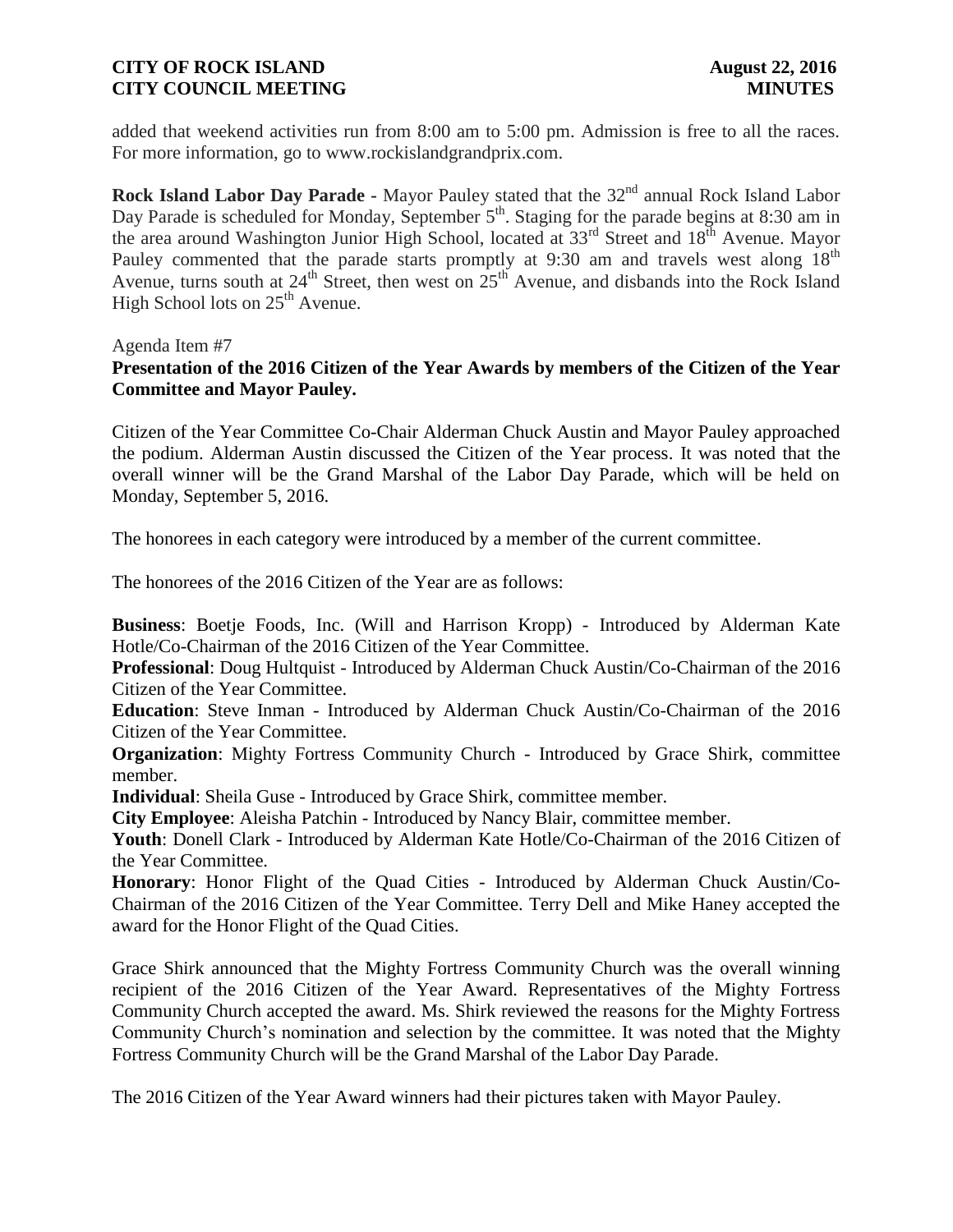added that weekend activities run from 8:00 am to 5:00 pm. Admission is free to all the races. For more information, go to www.rockislandgrandprix.com.

**Rock Island Labor Day Parade -** Mayor Pauley stated that the 32nd annual Rock Island Labor Day Parade is scheduled for Monday, September 5th. Staging for the parade begins at 8:30 am in the area around Washington Junior High School, located at 33rd Street and 18th Avenue. Mayor Pauley commented that the parade starts promptly at 9:30 am and travels west along 18th Avenue, turns south at 24th Street, then west on 25th Avenue, and disbands into the Rock Island High School lots on 25th Avenue.

Agenda Item #7

**Presentation of the 2016 Citizen of the Year Awards by members of the Citizen of the Year Committee and Mayor Pauley.**

Citizen of the Year Committee Co-Chair Alderman Chuck Austin and Mayor Pauley approached the podium. Alderman Austin discussed the Citizen of the Year process. It was noted that the overall winner will be the Grand Marshal of the Labor Day Parade, which will be held on Monday, September 5, 2016.

The honorees in each category were introduced by a member of the current committee.

The honorees of the 2016 Citizen of the Year are as follows:

**Business**: Boetje Foods, Inc. (Will and Harrison Kropp) - Introduced by Alderman Kate Hotle/Co-Chairman of the 2016 Citizen of the Year Committee.
**Professional**: Doug Hultquist - Introduced by Alderman Chuck Austin/Co-Chairman of the 2016 Citizen of the Year Committee.
**Education**: Steve Inman - Introduced by Alderman Chuck Austin/Co-Chairman of the 2016 Citizen of the Year Committee.
**Organization**: Mighty Fortress Community Church - Introduced by Grace Shirk, committee member.
**Individual**: Sheila Guse - Introduced by Grace Shirk, committee member.
**City Employee**: Aleisha Patchin - Introduced by Nancy Blair, committee member.
**Youth**: Donell Clark - Introduced by Alderman Kate Hotle/Co-Chairman of the 2016 Citizen of the Year Committee.
**Honorary**: Honor Flight of the Quad Cities - Introduced by Alderman Chuck Austin/Co-Chairman of the 2016 Citizen of the Year Committee. Terry Dell and Mike Haney accepted the award for the Honor Flight of the Quad Cities.

Grace Shirk announced that the Mighty Fortress Community Church was the overall winning recipient of the 2016 Citizen of the Year Award. Representatives of the Mighty Fortress Community Church accepted the award. Ms. Shirk reviewed the reasons for the Mighty Fortress Community Church's nomination and selection by the committee. It was noted that the Mighty Fortress Community Church will be the Grand Marshal of the Labor Day Parade.

The 2016 Citizen of the Year Award winners had their pictures taken with Mayor Pauley.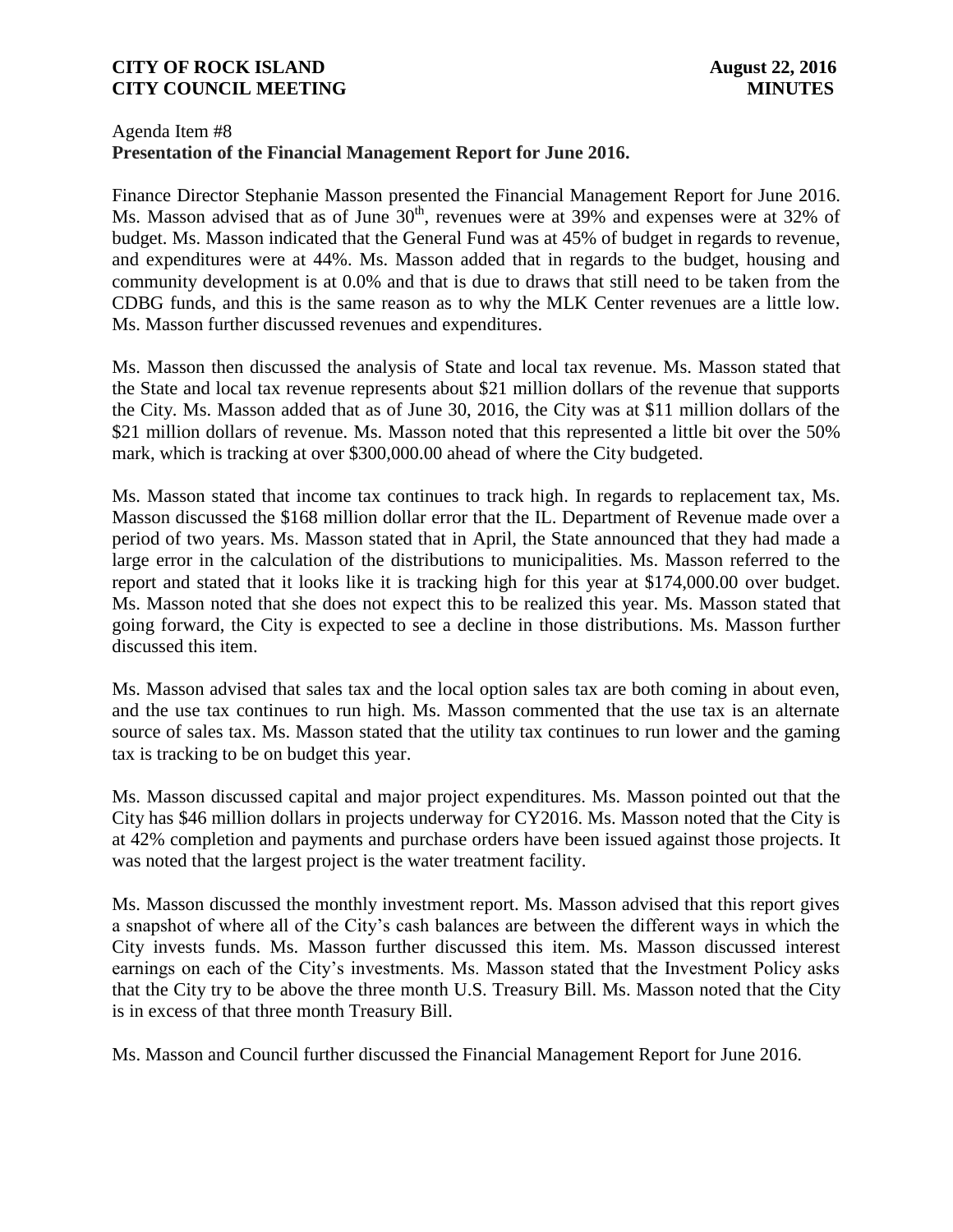Agenda Item #8
**Presentation of the Financial Management Report for June 2016.**

Finance Director Stephanie Masson presented the Financial Management Report for June 2016. Ms. Masson advised that as of June 30th, revenues were at 39% and expenses were at 32% of budget. Ms. Masson indicated that the General Fund was at 45% of budget in regards to revenue, and expenditures were at 44%. Ms. Masson added that in regards to the budget, housing and community development is at 0.0% and that is due to draws that still need to be taken from the CDBG funds, and this is the same reason as to why the MLK Center revenues are a little low. Ms. Masson further discussed revenues and expenditures.

Ms. Masson then discussed the analysis of State and local tax revenue. Ms. Masson stated that the State and local tax revenue represents about $21 million dollars of the revenue that supports the City. Ms. Masson added that as of June 30, 2016, the City was at $11 million dollars of the $21 million dollars of revenue. Ms. Masson noted that this represented a little bit over the 50% mark, which is tracking at over $300,000.00 ahead of where the City budgeted.

Ms. Masson stated that income tax continues to track high. In regards to replacement tax, Ms. Masson discussed the $168 million dollar error that the IL. Department of Revenue made over a period of two years. Ms. Masson stated that in April, the State announced that they had made a large error in the calculation of the distributions to municipalities. Ms. Masson referred to the report and stated that it looks like it is tracking high for this year at $174,000.00 over budget. Ms. Masson noted that she does not expect this to be realized this year. Ms. Masson stated that going forward, the City is expected to see a decline in those distributions. Ms. Masson further discussed this item.

Ms. Masson advised that sales tax and the local option sales tax are both coming in about even, and the use tax continues to run high. Ms. Masson commented that the use tax is an alternate source of sales tax. Ms. Masson stated that the utility tax continues to run lower and the gaming tax is tracking to be on budget this year.

Ms. Masson discussed capital and major project expenditures. Ms. Masson pointed out that the City has $46 million dollars in projects underway for CY2016. Ms. Masson noted that the City is at 42% completion and payments and purchase orders have been issued against those projects. It was noted that the largest project is the water treatment facility.

Ms. Masson discussed the monthly investment report. Ms. Masson advised that this report gives a snapshot of where all of the City's cash balances are between the different ways in which the City invests funds. Ms. Masson further discussed this item. Ms. Masson discussed interest earnings on each of the City's investments. Ms. Masson stated that the Investment Policy asks that the City try to be above the three month U.S. Treasury Bill. Ms. Masson noted that the City is in excess of that three month Treasury Bill.

Ms. Masson and Council further discussed the Financial Management Report for June 2016.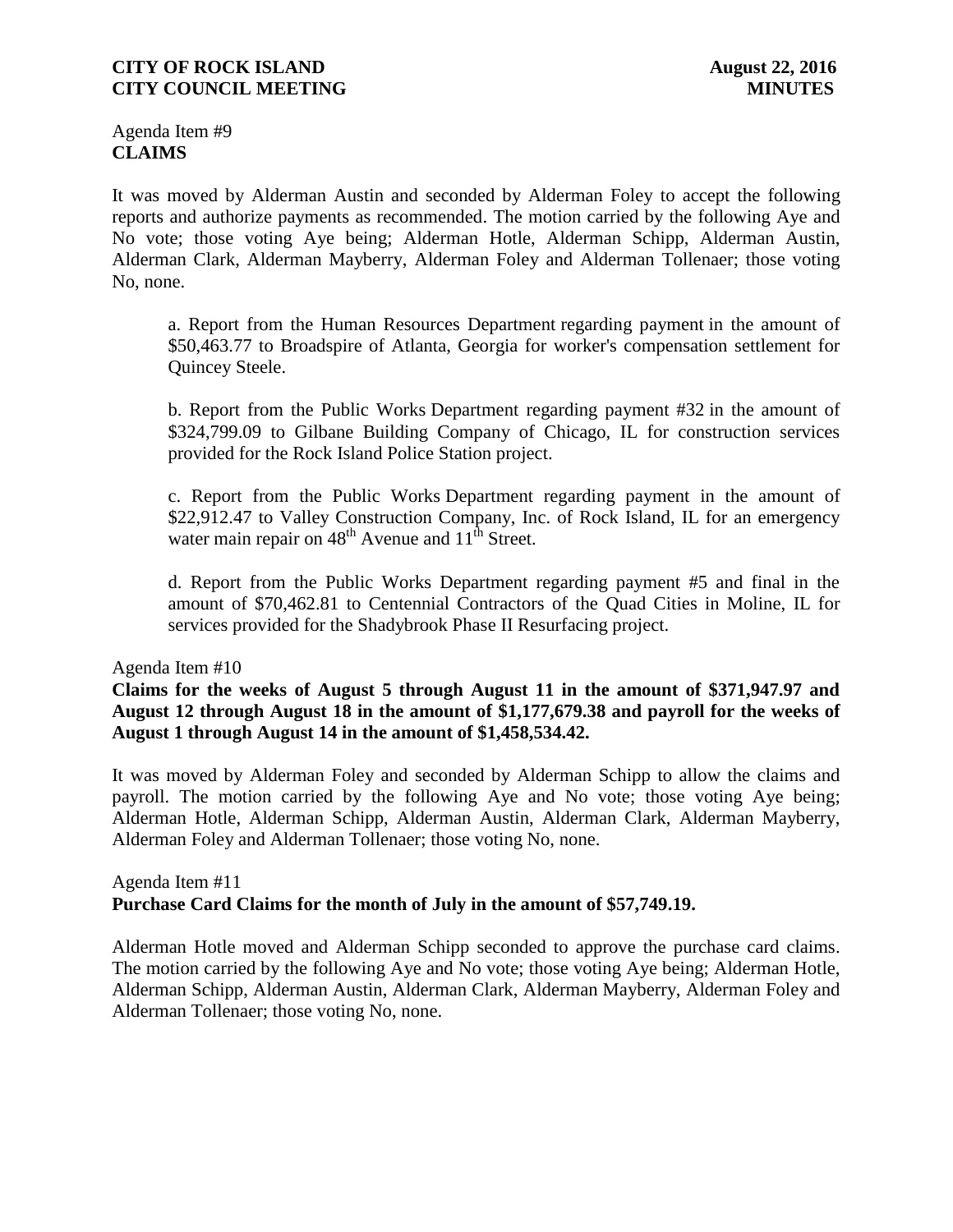Agenda Item #9
**CLAIMS**

It was moved by Alderman Austin and seconded by Alderman Foley to accept the following reports and authorize payments as recommended. The motion carried by the following Aye and No vote; those voting Aye being; Alderman Hotle, Alderman Schipp, Alderman Austin, Alderman Clark, Alderman Mayberry, Alderman Foley and Alderman Tollenaer; those voting No, none.

a. Report from the Human Resources Department regarding payment in the amount of $50,463.77 to Broadspire of Atlanta, Georgia for worker's compensation settlement for Quincey Steele.

b. Report from the Public Works Department regarding payment #32 in the amount of $324,799.09 to Gilbane Building Company of Chicago, IL for construction services provided for the Rock Island Police Station project.

c. Report from the Public Works Department regarding payment in the amount of $22,912.47 to Valley Construction Company, Inc. of Rock Island, IL for an emergency water main repair on 48th Avenue and 11th Street.

d. Report from the Public Works Department regarding payment #5 and final in the amount of $70,462.81 to Centennial Contractors of the Quad Cities in Moline, IL for services provided for the Shadybrook Phase II Resurfacing project.

Agenda Item #10
**Claims for the weeks of August 5 through August 11 in the amount of $371,947.97 and August 12 through August 18 in the amount of $1,177,679.38 and payroll for the weeks of August 1 through August 14 in the amount of $1,458,534.42.**

It was moved by Alderman Foley and seconded by Alderman Schipp to allow the claims and payroll. The motion carried by the following Aye and No vote; those voting Aye being; Alderman Hotle, Alderman Schipp, Alderman Austin, Alderman Clark, Alderman Mayberry, Alderman Foley and Alderman Tollenaer; those voting No, none.

Agenda Item #11
**Purchase Card Claims for the month of July in the amount of $57,749.19.**

Alderman Hotle moved and Alderman Schipp seconded to approve the purchase card claims. The motion carried by the following Aye and No vote; those voting Aye being; Alderman Hotle, Alderman Schipp, Alderman Austin, Alderman Clark, Alderman Mayberry, Alderman Foley and Alderman Tollenaer; those voting No, none.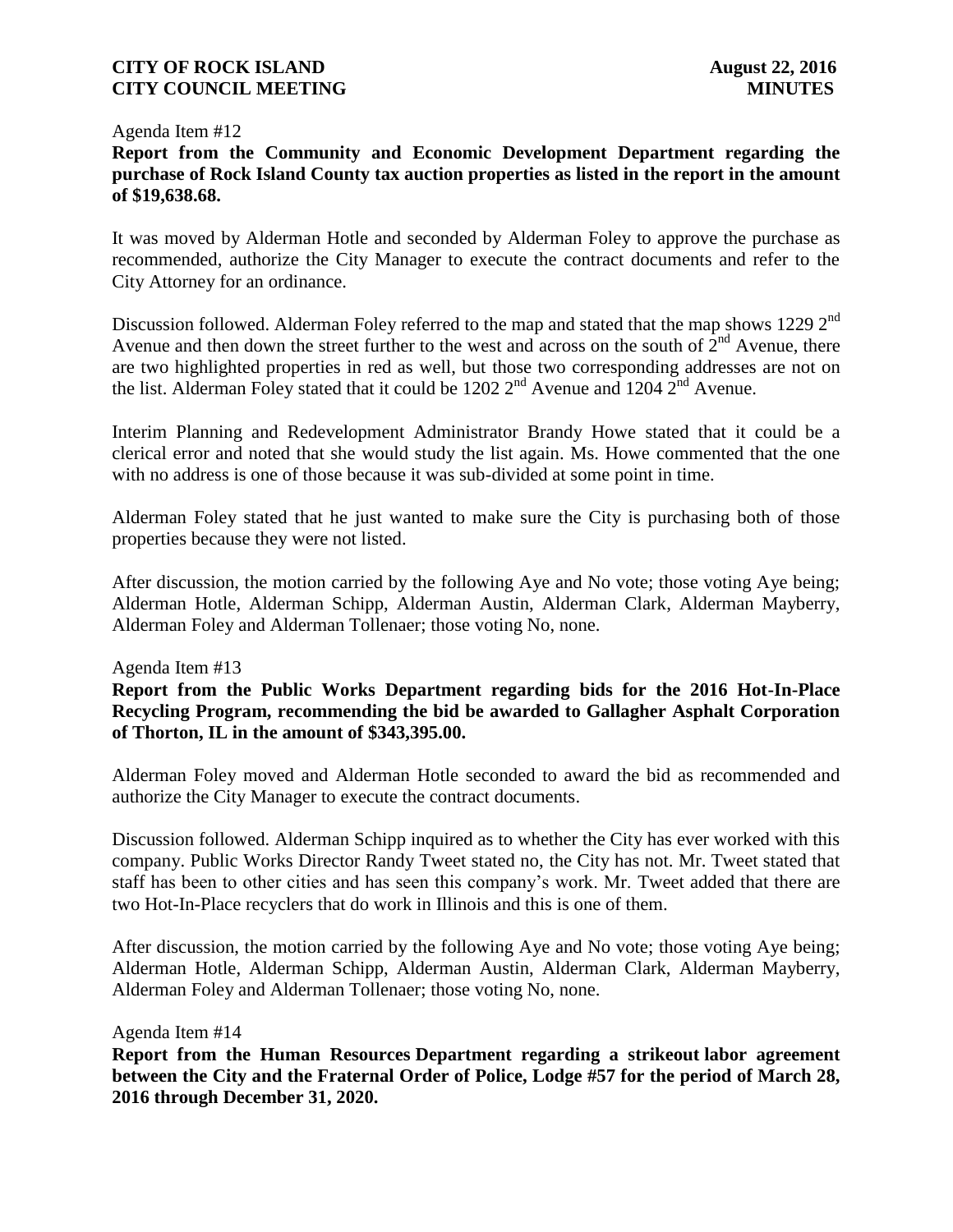Agenda Item #12

**Report from the Community and Economic Development Department regarding the purchase of Rock Island County tax auction properties as listed in the report in the amount of $19,638.68.**

It was moved by Alderman Hotle and seconded by Alderman Foley to approve the purchase as recommended, authorize the City Manager to execute the contract documents and refer to the City Attorney for an ordinance.

Discussion followed. Alderman Foley referred to the map and stated that the map shows 1229 2nd Avenue and then down the street further to the west and across on the south of 2nd Avenue, there are two highlighted properties in red as well, but those two corresponding addresses are not on the list. Alderman Foley stated that it could be 1202 2nd Avenue and 1204 2nd Avenue.

Interim Planning and Redevelopment Administrator Brandy Howe stated that it could be a clerical error and noted that she would study the list again. Ms. Howe commented that the one with no address is one of those because it was sub-divided at some point in time.

Alderman Foley stated that he just wanted to make sure the City is purchasing both of those properties because they were not listed.

After discussion, the motion carried by the following Aye and No vote; those voting Aye being; Alderman Hotle, Alderman Schipp, Alderman Austin, Alderman Clark, Alderman Mayberry, Alderman Foley and Alderman Tollenaer; those voting No, none.

Agenda Item #13

**Report from the Public Works Department regarding bids for the 2016 Hot-In-Place Recycling Program, recommending the bid be awarded to Gallagher Asphalt Corporation of Thorton, IL in the amount of $343,395.00.**

Alderman Foley moved and Alderman Hotle seconded to award the bid as recommended and authorize the City Manager to execute the contract documents.

Discussion followed. Alderman Schipp inquired as to whether the City has ever worked with this company. Public Works Director Randy Tweet stated no, the City has not. Mr. Tweet stated that staff has been to other cities and has seen this company's work. Mr. Tweet added that there are two Hot-In-Place recyclers that do work in Illinois and this is one of them.

After discussion, the motion carried by the following Aye and No vote; those voting Aye being; Alderman Hotle, Alderman Schipp, Alderman Austin, Alderman Clark, Alderman Mayberry, Alderman Foley and Alderman Tollenaer; those voting No, none.

Agenda Item #14

**Report from the Human Resources Department regarding a strikeout labor agreement between the City and the Fraternal Order of Police, Lodge #57 for the period of March 28, 2016 through December 31, 2020.**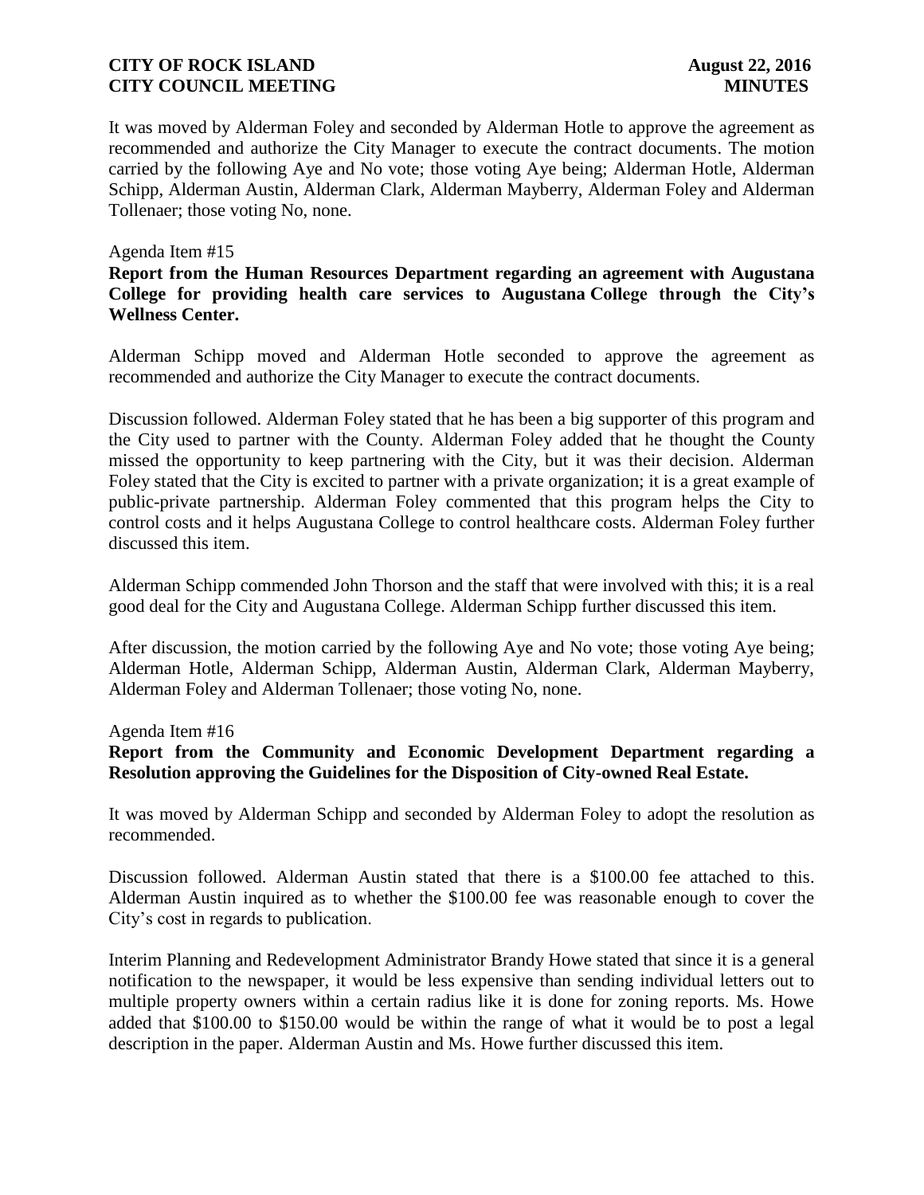It was moved by Alderman Foley and seconded by Alderman Hotle to approve the agreement as recommended and authorize the City Manager to execute the contract documents. The motion carried by the following Aye and No vote; those voting Aye being; Alderman Hotle, Alderman Schipp, Alderman Austin, Alderman Clark, Alderman Mayberry, Alderman Foley and Alderman Tollenaer; those voting No, none.

Agenda Item #15

**Report from the Human Resources Department regarding an agreement with Augustana College for providing health care services to Augustana College through the City's Wellness Center.**

Alderman Schipp moved and Alderman Hotle seconded to approve the agreement as recommended and authorize the City Manager to execute the contract documents.

Discussion followed. Alderman Foley stated that he has been a big supporter of this program and the City used to partner with the County. Alderman Foley added that he thought the County missed the opportunity to keep partnering with the City, but it was their decision. Alderman Foley stated that the City is excited to partner with a private organization; it is a great example of public-private partnership. Alderman Foley commented that this program helps the City to control costs and it helps Augustana College to control healthcare costs. Alderman Foley further discussed this item.

Alderman Schipp commended John Thorson and the staff that were involved with this; it is a real good deal for the City and Augustana College. Alderman Schipp further discussed this item.

After discussion, the motion carried by the following Aye and No vote; those voting Aye being; Alderman Hotle, Alderman Schipp, Alderman Austin, Alderman Clark, Alderman Mayberry, Alderman Foley and Alderman Tollenaer; those voting No, none.

Agenda Item #16

**Report from the Community and Economic Development Department regarding a Resolution approving the Guidelines for the Disposition of City-owned Real Estate.**

It was moved by Alderman Schipp and seconded by Alderman Foley to adopt the resolution as recommended.

Discussion followed. Alderman Austin stated that there is a $100.00 fee attached to this. Alderman Austin inquired as to whether the $100.00 fee was reasonable enough to cover the City's cost in regards to publication.

Interim Planning and Redevelopment Administrator Brandy Howe stated that since it is a general notification to the newspaper, it would be less expensive than sending individual letters out to multiple property owners within a certain radius like it is done for zoning reports. Ms. Howe added that $100.00 to $150.00 would be within the range of what it would be to post a legal description in the paper. Alderman Austin and Ms. Howe further discussed this item.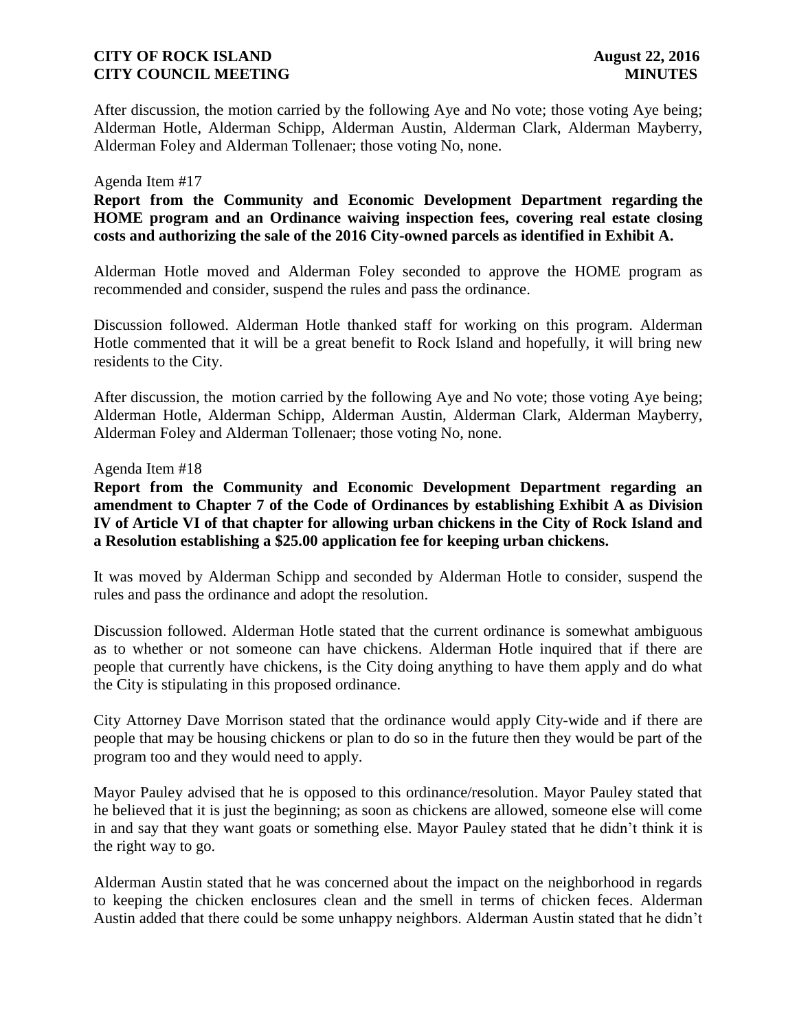After discussion, the motion carried by the following Aye and No vote; those voting Aye being; Alderman Hotle, Alderman Schipp, Alderman Austin, Alderman Clark, Alderman Mayberry, Alderman Foley and Alderman Tollenaer; those voting No, none.

Agenda Item #17

**Report from the Community and Economic Development Department regarding the HOME program and an Ordinance waiving inspection fees, covering real estate closing costs and authorizing the sale of the 2016 City-owned parcels as identified in Exhibit A.**

Alderman Hotle moved and Alderman Foley seconded to approve the HOME program as recommended and consider, suspend the rules and pass the ordinance.

Discussion followed. Alderman Hotle thanked staff for working on this program. Alderman Hotle commented that it will be a great benefit to Rock Island and hopefully, it will bring new residents to the City.

After discussion, the motion carried by the following Aye and No vote; those voting Aye being; Alderman Hotle, Alderman Schipp, Alderman Austin, Alderman Clark, Alderman Mayberry, Alderman Foley and Alderman Tollenaer; those voting No, none.

Agenda Item #18

**Report from the Community and Economic Development Department regarding an amendment to Chapter 7 of the Code of Ordinances by establishing Exhibit A as Division IV of Article VI of that chapter for allowing urban chickens in the City of Rock Island and a Resolution establishing a $25.00 application fee for keeping urban chickens.**

It was moved by Alderman Schipp and seconded by Alderman Hotle to consider, suspend the rules and pass the ordinance and adopt the resolution.

Discussion followed. Alderman Hotle stated that the current ordinance is somewhat ambiguous as to whether or not someone can have chickens. Alderman Hotle inquired that if there are people that currently have chickens, is the City doing anything to have them apply and do what the City is stipulating in this proposed ordinance.

City Attorney Dave Morrison stated that the ordinance would apply City-wide and if there are people that may be housing chickens or plan to do so in the future then they would be part of the program too and they would need to apply.

Mayor Pauley advised that he is opposed to this ordinance/resolution. Mayor Pauley stated that he believed that it is just the beginning; as soon as chickens are allowed, someone else will come in and say that they want goats or something else. Mayor Pauley stated that he didn't think it is the right way to go.

Alderman Austin stated that he was concerned about the impact on the neighborhood in regards to keeping the chicken enclosures clean and the smell in terms of chicken feces. Alderman Austin added that there could be some unhappy neighbors. Alderman Austin stated that he didn't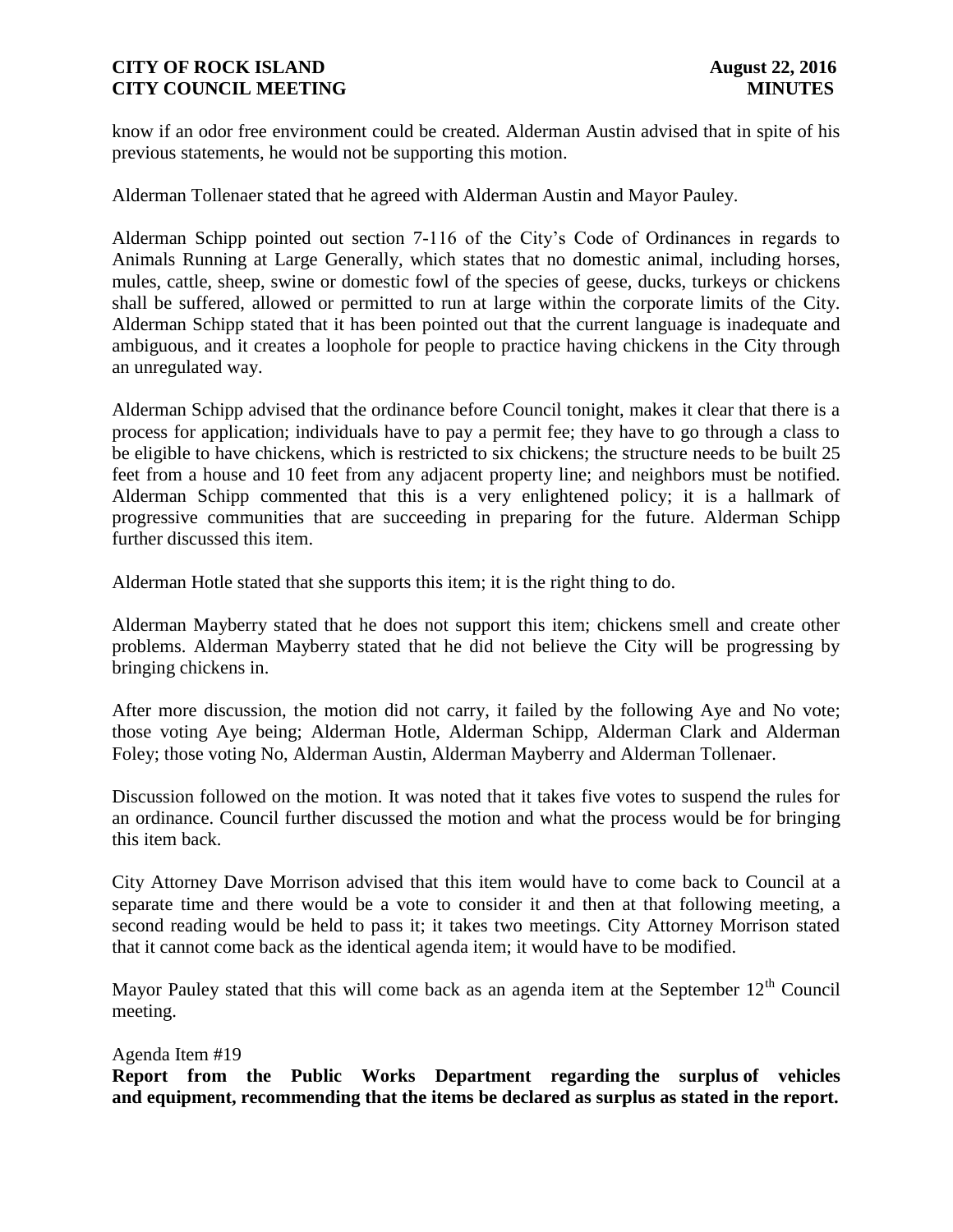know if an odor free environment could be created. Alderman Austin advised that in spite of his previous statements, he would not be supporting this motion.

Alderman Tollenaer stated that he agreed with Alderman Austin and Mayor Pauley.

Alderman Schipp pointed out section 7-116 of the City's Code of Ordinances in regards to Animals Running at Large Generally, which states that no domestic animal, including horses, mules, cattle, sheep, swine or domestic fowl of the species of geese, ducks, turkeys or chickens shall be suffered, allowed or permitted to run at large within the corporate limits of the City. Alderman Schipp stated that it has been pointed out that the current language is inadequate and ambiguous, and it creates a loophole for people to practice having chickens in the City through an unregulated way.

Alderman Schipp advised that the ordinance before Council tonight, makes it clear that there is a process for application; individuals have to pay a permit fee; they have to go through a class to be eligible to have chickens, which is restricted to six chickens; the structure needs to be built 25 feet from a house and 10 feet from any adjacent property line; and neighbors must be notified. Alderman Schipp commented that this is a very enlightened policy; it is a hallmark of progressive communities that are succeeding in preparing for the future. Alderman Schipp further discussed this item.

Alderman Hotle stated that she supports this item; it is the right thing to do.

Alderman Mayberry stated that he does not support this item; chickens smell and create other problems. Alderman Mayberry stated that he did not believe the City will be progressing by bringing chickens in.

After more discussion, the motion did not carry, it failed by the following Aye and No vote; those voting Aye being; Alderman Hotle, Alderman Schipp, Alderman Clark and Alderman Foley; those voting No, Alderman Austin, Alderman Mayberry and Alderman Tollenaer.

Discussion followed on the motion. It was noted that it takes five votes to suspend the rules for an ordinance. Council further discussed the motion and what the process would be for bringing this item back.

City Attorney Dave Morrison advised that this item would have to come back to Council at a separate time and there would be a vote to consider it and then at that following meeting, a second reading would be held to pass it; it takes two meetings. City Attorney Morrison stated that it cannot come back as the identical agenda item; it would have to be modified.

Mayor Pauley stated that this will come back as an agenda item at the September 12th Council meeting.

Agenda Item #19

**Report from the Public Works Department regarding the surplus of vehicles and equipment, recommending that the items be declared as surplus as stated in the report.**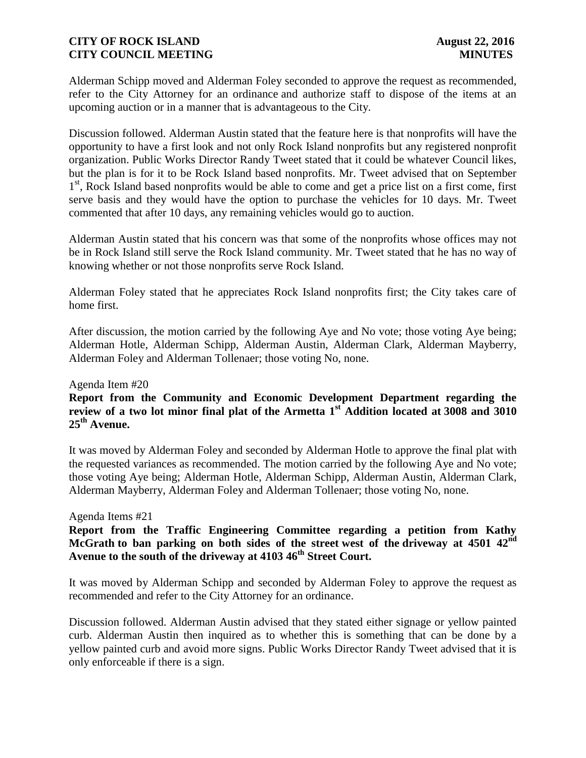Alderman Schipp moved and Alderman Foley seconded to approve the request as recommended, refer to the City Attorney for an ordinance and authorize staff to dispose of the items at an upcoming auction or in a manner that is advantageous to the City.

Discussion followed. Alderman Austin stated that the feature here is that nonprofits will have the opportunity to have a first look and not only Rock Island nonprofits but any registered nonprofit organization. Public Works Director Randy Tweet stated that it could be whatever Council likes, but the plan is for it to be Rock Island based nonprofits. Mr. Tweet advised that on September 1st, Rock Island based nonprofits would be able to come and get a price list on a first come, first serve basis and they would have the option to purchase the vehicles for 10 days. Mr. Tweet commented that after 10 days, any remaining vehicles would go to auction.

Alderman Austin stated that his concern was that some of the nonprofits whose offices may not be in Rock Island still serve the Rock Island community. Mr. Tweet stated that he has no way of knowing whether or not those nonprofits serve Rock Island.

Alderman Foley stated that he appreciates Rock Island nonprofits first; the City takes care of home first.

After discussion, the motion carried by the following Aye and No vote; those voting Aye being; Alderman Hotle, Alderman Schipp, Alderman Austin, Alderman Clark, Alderman Mayberry, Alderman Foley and Alderman Tollenaer; those voting No, none.

Agenda Item #20

**Report from the Community and Economic Development Department regarding the review of a two lot minor final plat of the Armetta 1st Addition located at 3008 and 3010 25th Avenue.**

It was moved by Alderman Foley and seconded by Alderman Hotle to approve the final plat with the requested variances as recommended. The motion carried by the following Aye and No vote; those voting Aye being; Alderman Hotle, Alderman Schipp, Alderman Austin, Alderman Clark, Alderman Mayberry, Alderman Foley and Alderman Tollenaer; those voting No, none.

Agenda Items #21

**Report from the Traffic Engineering Committee regarding a petition from Kathy McGrath to ban parking on both sides of the street west of the driveway at 4501 42nd Avenue to the south of the driveway at 4103 46th Street Court.**

It was moved by Alderman Schipp and seconded by Alderman Foley to approve the request as recommended and refer to the City Attorney for an ordinance.

Discussion followed. Alderman Austin advised that they stated either signage or yellow painted curb. Alderman Austin then inquired as to whether this is something that can be done by a yellow painted curb and avoid more signs. Public Works Director Randy Tweet advised that it is only enforceable if there is a sign.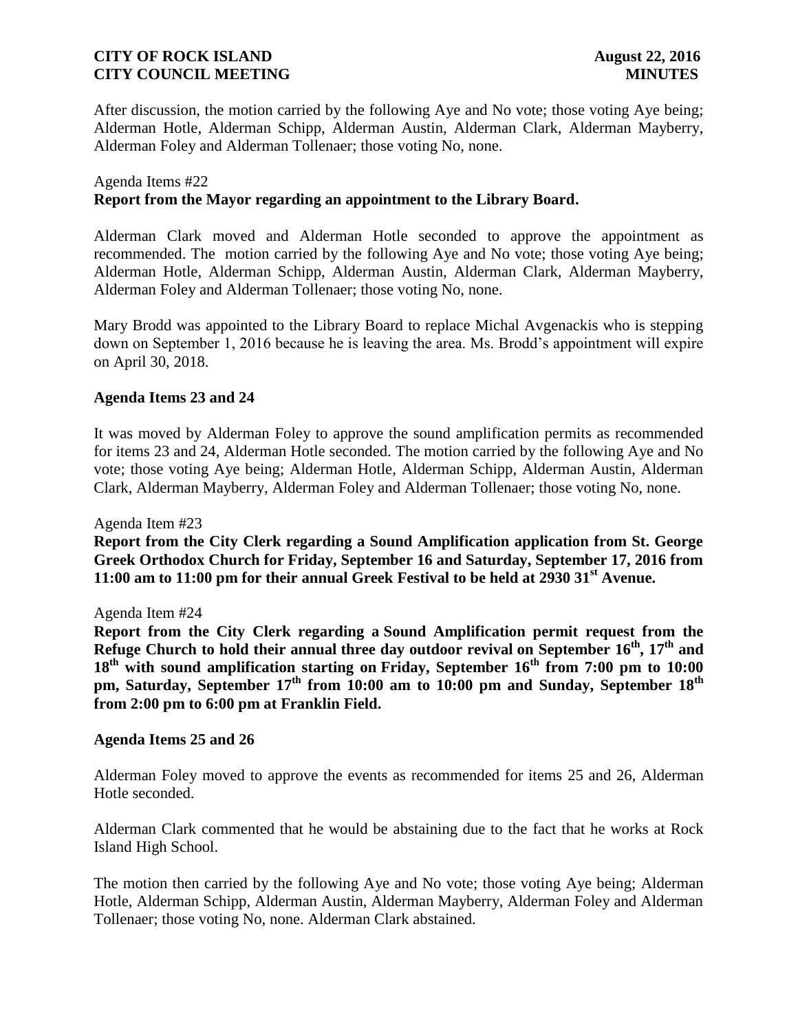After discussion, the motion carried by the following Aye and No vote; those voting Aye being; Alderman Hotle, Alderman Schipp, Alderman Austin, Alderman Clark, Alderman Mayberry, Alderman Foley and Alderman Tollenaer; those voting No, none.

Agenda Items #22

**Report from the Mayor regarding an appointment to the Library Board.**

Alderman Clark moved and Alderman Hotle seconded to approve the appointment as recommended. The motion carried by the following Aye and No vote; those voting Aye being; Alderman Hotle, Alderman Schipp, Alderman Austin, Alderman Clark, Alderman Mayberry, Alderman Foley and Alderman Tollenaer; those voting No, none.

Mary Brodd was appointed to the Library Board to replace Michal Avgenackis who is stepping down on September 1, 2016 because he is leaving the area. Ms. Brodd's appointment will expire on April 30, 2018.

**Agenda Items 23 and 24**

It was moved by Alderman Foley to approve the sound amplification permits as recommended for items 23 and 24, Alderman Hotle seconded. The motion carried by the following Aye and No vote; those voting Aye being; Alderman Hotle, Alderman Schipp, Alderman Austin, Alderman Clark, Alderman Mayberry, Alderman Foley and Alderman Tollenaer; those voting No, none.

Agenda Item #23

**Report from the City Clerk regarding a Sound Amplification application from St. George Greek Orthodox Church for Friday, September 16 and Saturday, September 17, 2016 from 11:00 am to 11:00 pm for their annual Greek Festival to be held at 2930 31st Avenue.**

Agenda Item #24

**Report from the City Clerk regarding a Sound Amplification permit request from the Refuge Church to hold their annual three day outdoor revival on September 16th, 17th and 18th with sound amplification starting on Friday, September 16th from 7:00 pm to 10:00 pm, Saturday, September 17th from 10:00 am to 10:00 pm and Sunday, September 18th from 2:00 pm to 6:00 pm at Franklin Field.**

**Agenda Items 25 and 26**

Alderman Foley moved to approve the events as recommended for items 25 and 26, Alderman Hotle seconded.

Alderman Clark commented that he would be abstaining due to the fact that he works at Rock Island High School.

The motion then carried by the following Aye and No vote; those voting Aye being; Alderman Hotle, Alderman Schipp, Alderman Austin, Alderman Mayberry, Alderman Foley and Alderman Tollenaer; those voting No, none. Alderman Clark abstained.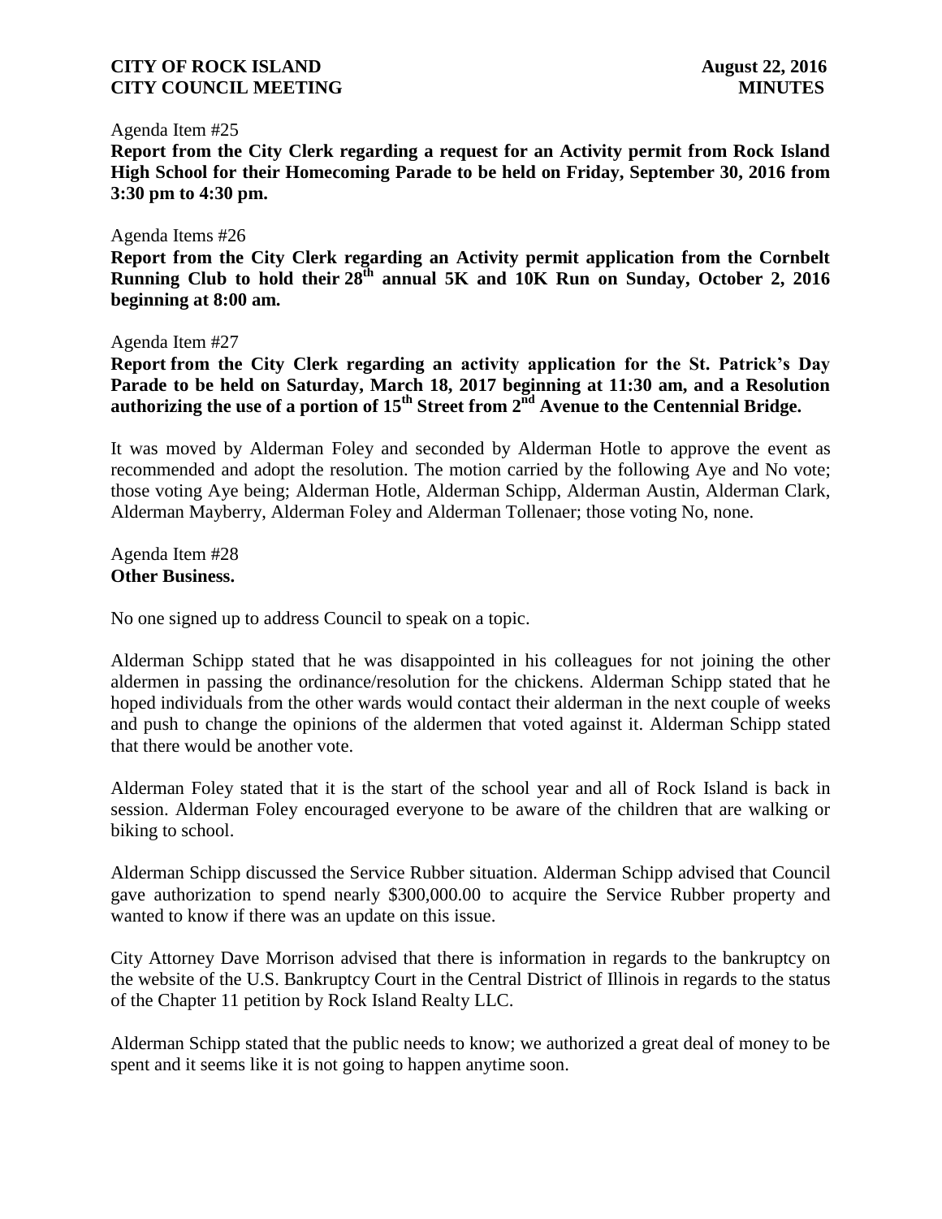Agenda Item #25

**Report from the City Clerk regarding a request for an Activity permit from Rock Island High School for their Homecoming Parade to be held on Friday, September 30, 2016 from 3:30 pm to 4:30 pm.**

Agenda Items #26

**Report from the City Clerk regarding an Activity permit application from the Cornbelt Running Club to hold their 28th annual 5K and 10K Run on Sunday, October 2, 2016 beginning at 8:00 am.**

Agenda Item #27

**Report from the City Clerk regarding an activity application for the St. Patrick's Day Parade to be held on Saturday, March 18, 2017 beginning at 11:30 am, and a Resolution authorizing the use of a portion of 15th Street from 2nd Avenue to the Centennial Bridge.**

It was moved by Alderman Foley and seconded by Alderman Hotle to approve the event as recommended and adopt the resolution. The motion carried by the following Aye and No vote; those voting Aye being; Alderman Hotle, Alderman Schipp, Alderman Austin, Alderman Clark, Alderman Mayberry, Alderman Foley and Alderman Tollenaer; those voting No, none.

Agenda Item #28

**Other Business.**

No one signed up to address Council to speak on a topic.

Alderman Schipp stated that he was disappointed in his colleagues for not joining the other aldermen in passing the ordinance/resolution for the chickens. Alderman Schipp stated that he hoped individuals from the other wards would contact their alderman in the next couple of weeks and push to change the opinions of the aldermen that voted against it. Alderman Schipp stated that there would be another vote.

Alderman Foley stated that it is the start of the school year and all of Rock Island is back in session. Alderman Foley encouraged everyone to be aware of the children that are walking or biking to school.

Alderman Schipp discussed the Service Rubber situation. Alderman Schipp advised that Council gave authorization to spend nearly $300,000.00 to acquire the Service Rubber property and wanted to know if there was an update on this issue.

City Attorney Dave Morrison advised that there is information in regards to the bankruptcy on the website of the U.S. Bankruptcy Court in the Central District of Illinois in regards to the status of the Chapter 11 petition by Rock Island Realty LLC.

Alderman Schipp stated that the public needs to know; we authorized a great deal of money to be spent and it seems like it is not going to happen anytime soon.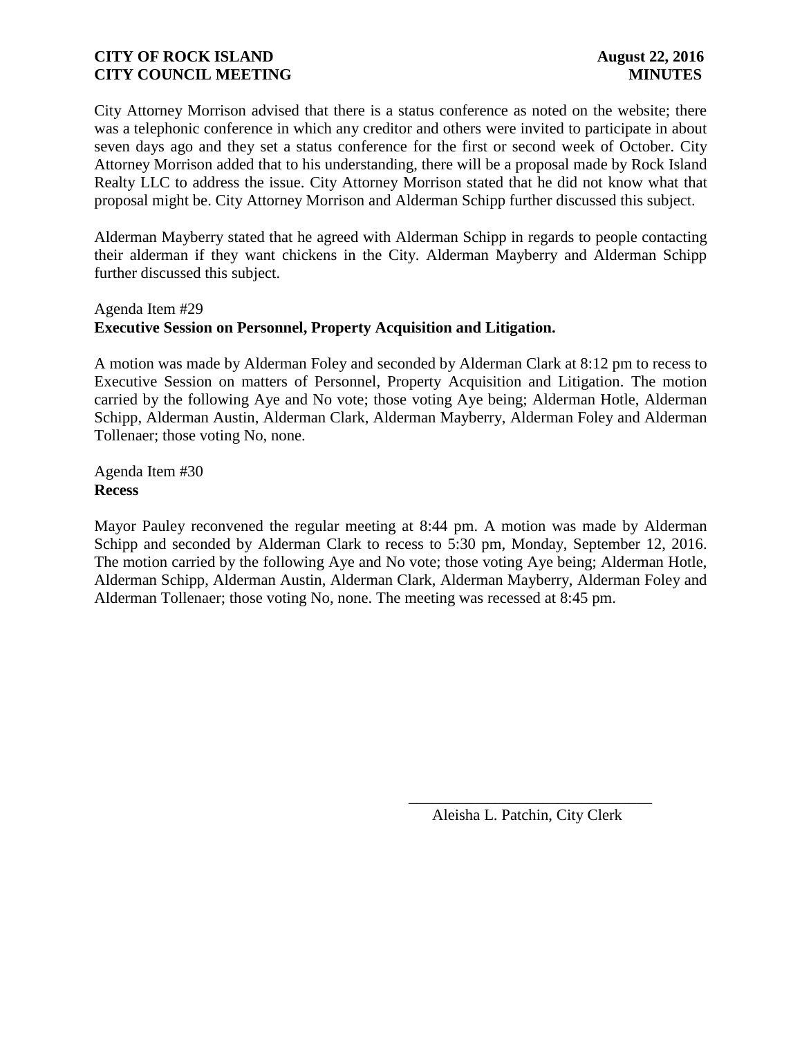City Attorney Morrison advised that there is a status conference as noted on the website; there was a telephonic conference in which any creditor and others were invited to participate in about seven days ago and they set a status conference for the first or second week of October. City Attorney Morrison added that to his understanding, there will be a proposal made by Rock Island Realty LLC to address the issue. City Attorney Morrison stated that he did not know what that proposal might be. City Attorney Morrison and Alderman Schipp further discussed this subject.

Alderman Mayberry stated that he agreed with Alderman Schipp in regards to people contacting their alderman if they want chickens in the City. Alderman Mayberry and Alderman Schipp further discussed this subject.

Agenda Item #29
**Executive Session on Personnel, Property Acquisition and Litigation.**

A motion was made by Alderman Foley and seconded by Alderman Clark at 8:12 pm to recess to Executive Session on matters of Personnel, Property Acquisition and Litigation. The motion carried by the following Aye and No vote; those voting Aye being; Alderman Hotle, Alderman Schipp, Alderman Austin, Alderman Clark, Alderman Mayberry, Alderman Foley and Alderman Tollenaer; those voting No, none.

Agenda Item #30
**Recess**

Mayor Pauley reconvened the regular meeting at 8:44 pm. A motion was made by Alderman Schipp and seconded by Alderman Clark to recess to 5:30 pm, Monday, September 12, 2016. The motion carried by the following Aye and No vote; those voting Aye being; Alderman Hotle, Alderman Schipp, Alderman Austin, Alderman Clark, Alderman Mayberry, Alderman Foley and Alderman Tollenaer; those voting No, none. The meeting was recessed at 8:45 pm.

\_\_\_\_\_\_\_\_\_\_\_\_\_\_\_\_\_\_\_\_\_\_\_\_\_\_\_\_\_\_\_\_
Aleisha L. Patchin, City Clerk